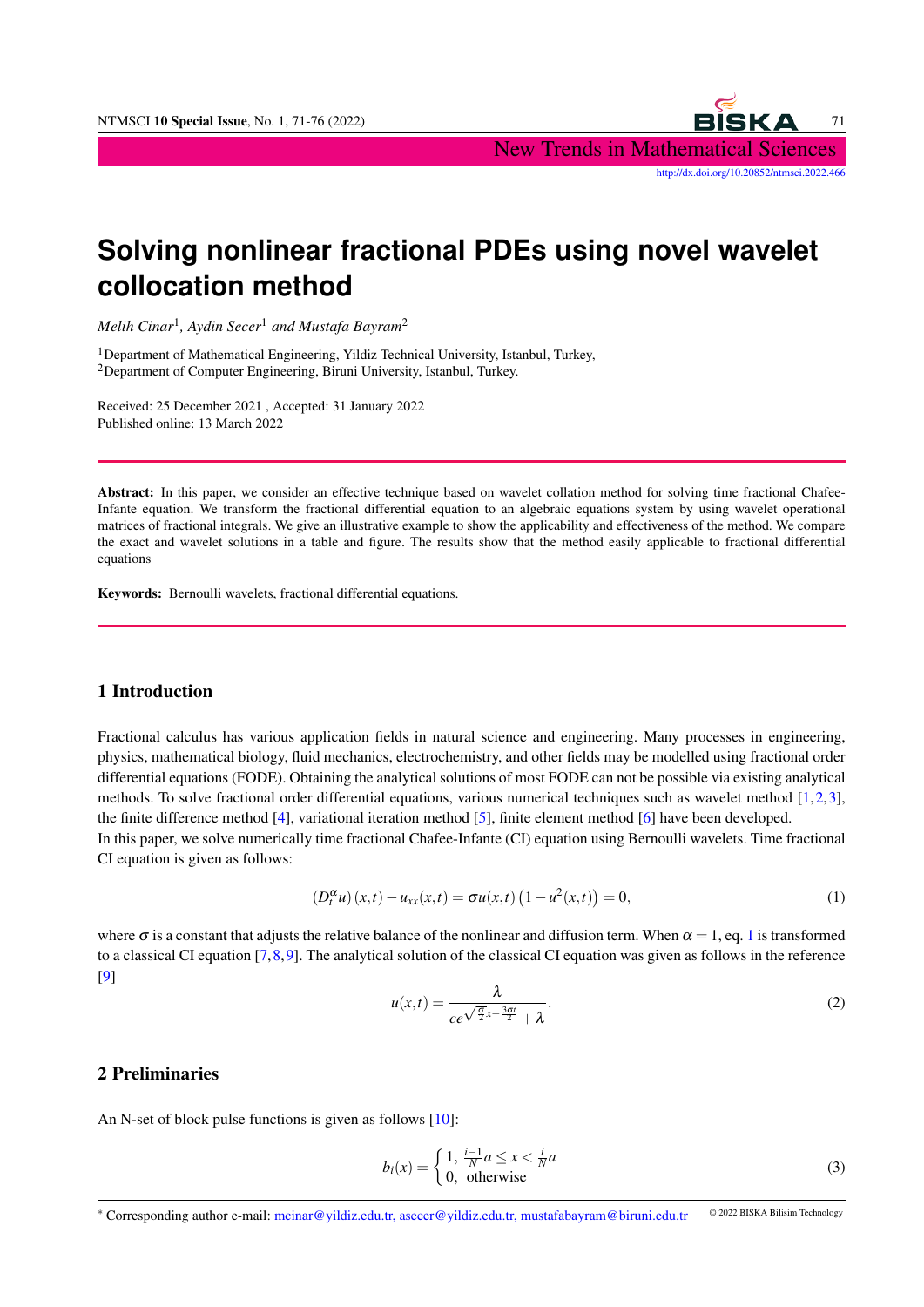# Solving nonlinear fractional PDEs using novel wavelet collocation method

*Melih Cinar*[1], *Aydin Secer*[1] *and Mustafa Bayram*[2]

[1]Department of Mathematical Engineering, Yildiz Technical University, Istanbul, Turkey,
[2]Department of Computer Engineering, Biruni University, Istanbul, Turkey.

Received: 25 December 2021 , Accepted: 31 January 2022
Published online: 13 March 2022

**Abstract:** In this paper, we consider an effective technique based on wavelet collation method for solving time fractional Chafee-Infante equation. We transform the fractional differential equation to an algebraic equations system by using wavelet operational matrices of fractional integrals. We give an illustrative example to show the applicability and effectiveness of the method. We compare the exact and wavelet solutions in a table and figure. The results show that the method easily applicable to fractional differential equations

**Keywords:** Bernoulli wavelets, fractional differential equations.

## 1 Introduction

Fractional calculus has various application fields in natural science and engineering. Many processes in engineering, physics, mathematical biology, fluid mechanics, electrochemistry, and other fields may be modelled using fractional order differential equations (FODE). Obtaining the analytical solutions of most FODE can not be possible via existing analytical methods. To solve fractional order differential equations, various numerical techniques such as wavelet method [1,2,3], the finite difference method [4], variational iteration method [5], finite element method [6] have been developed.

In this paper, we solve numerically time fractional Chafee-Infante (CI) equation using Bernoulli wavelets. Time fractional CI equation is given as follows:

$$\left(D_t^{\alpha} u\right)(x,t) - u_{xx}(x,t) = \sigma u(x,t)\left(1 - u^2(x,t)\right) = 0, \tag{1}$$

where $\sigma$ is a constant that adjusts the relative balance of the nonlinear and diffusion term. When $\alpha = 1$, eq. 1 is transformed to a classical CI equation [7,8,9]. The analytical solution of the classical CI equation was given as follows in the reference [9]

$$u(x,t) = \frac{\lambda}{ce^{\sqrt{\frac{\sigma}{2}}x - \frac{3\sigma t}{2}} + \lambda}. \tag{2}$$

## 2 Preliminaries

An N-set of block pulse functions is given as follows [10]:

$$b_i(x) = \begin{cases} 1, & \frac{i-1}{N}a \leq x < \frac{i}{N}a \\ 0, & \text{otherwise} \end{cases} \tag{3}$$

* Corresponding author e-mail: mcinar@yildiz.edu.tr, asecer@yildiz.edu.tr, mustafabayram@biruni.edu.tr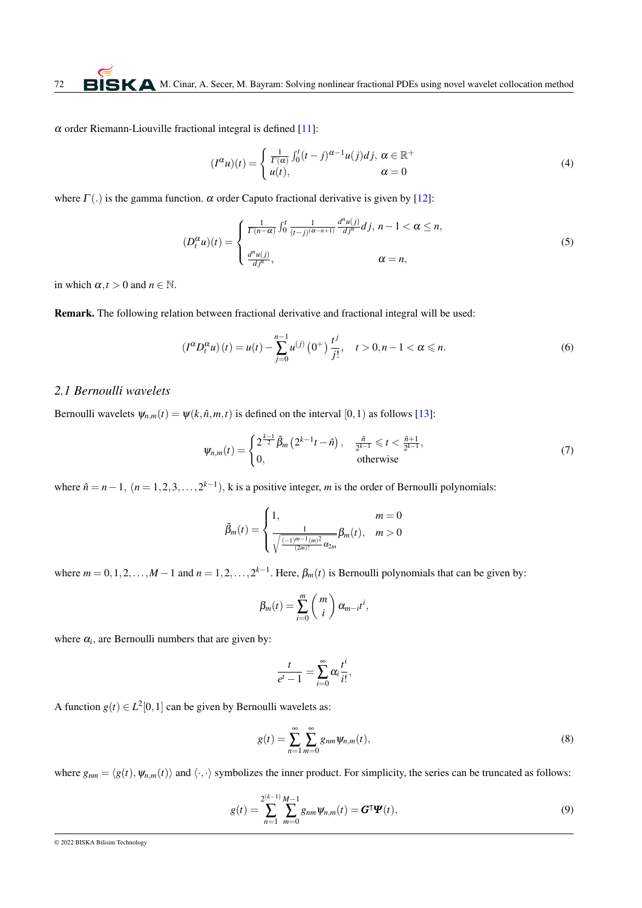$\alpha$ order Riemann-Liouville fractional integral is defined [11]:

$$(I^{\alpha}u)(t) = \begin{cases} \frac{1}{\Gamma(\alpha)}\int_0^t (t-j)^{\alpha-1}u(j)dj, & \alpha \in \mathbb{R}^+ \\ u(t), & \alpha = 0 \end{cases} \tag{4}$$

where $\Gamma(.)$ is the gamma function. $\alpha$ order Caputo fractional derivative is given by [12]:

$$(D_t^{\alpha}u)(t) = \begin{cases} \frac{1}{\Gamma(n-\alpha)}\int_0^t \frac{1}{(t-j)^{(\alpha-n+1)}}\frac{d^n u(j)}{dj^n}dj, & n-1 < \alpha \leq n, \\ \\ \frac{d^n u(j)}{dj^n}, & \alpha = n, \end{cases} \tag{5}$$

in which $\alpha, t > 0$ and $n \in \mathbb{N}$.

**Remark.** The following relation between fractional derivative and fractional integral will be used:

$$\left(I^{\alpha}D_t^{\alpha}u\right)(t) = u(t) - \sum_{j=0}^{n-1} u^{(j)}\left(0^+\right)\frac{t^j}{j!}, \quad t > 0, n-1 < \alpha \leqslant n. \tag{6}$$

## 2.1 Bernoulli wavelets

Bernoulli wavelets $\psi_{n,m}(t) = \psi(k,\hat{n},m,t)$ is defined on the interval $[0,1)$ as follows [13]:

$$\psi_{n,m}(t) = \begin{cases} 2^{\frac{k-1}{2}}\tilde{\beta}_m\left(2^{k-1}t - \hat{n}\right), & \frac{\hat{n}}{2^{k-1}} \leqslant t < \frac{\hat{n}+1}{2^{k-1}}, \\ 0, & \text{otherwise} \end{cases} \tag{7}$$

where $\hat{n} = n-1$, $(n = 1,2,3,\ldots,2^{k-1})$, k is a positive integer, $m$ is the order of Bernoulli polynomials:

$$\tilde{\beta}_m(t) = \begin{cases} 1, & m = 0 \\ \frac{1}{\sqrt{\frac{(-1)^{m-1}(m)^2}{(2m)!}\alpha_{2m}}}\beta_m(t), & m > 0 \end{cases}$$

where $m = 0,1,2,\ldots,M-1$ and $n = 1,2,\ldots,2^{k-1}$. Here, $\beta_m(t)$ is Bernoulli polynomials that can be given by:

$$\beta_m(t) = \sum_{i=0}^{m}\binom{m}{i}\alpha_{m-i}t^i,$$

where $\alpha_i$, are Bernoulli numbers that are given by:

$$\frac{t}{e^t - 1} = \sum_{i=0}^{\infty}\alpha_i\frac{t^i}{i!},$$

A function $g(t) \in L^2[0,1]$ can be given by Bernoulli wavelets as:

$$g(t) = \sum_{n=1}^{\infty}\sum_{m=0}^{\infty} g_{nm}\psi_{n,m}(t), \tag{8}$$

where $g_{nm} = \langle g(t), \psi_{n,m}(t)\rangle$ and $\langle\cdot,\cdot\rangle$ symbolizes the inner product. For simplicity, the series can be truncated as follows:

$$g(t) = \sum_{n=1}^{2^{(k-1)}}\sum_{m=0}^{M-1} g_{nm}\psi_{n,m}(t) = \boldsymbol{G}^{\intercal}\boldsymbol{\Psi}(t), \tag{9}$$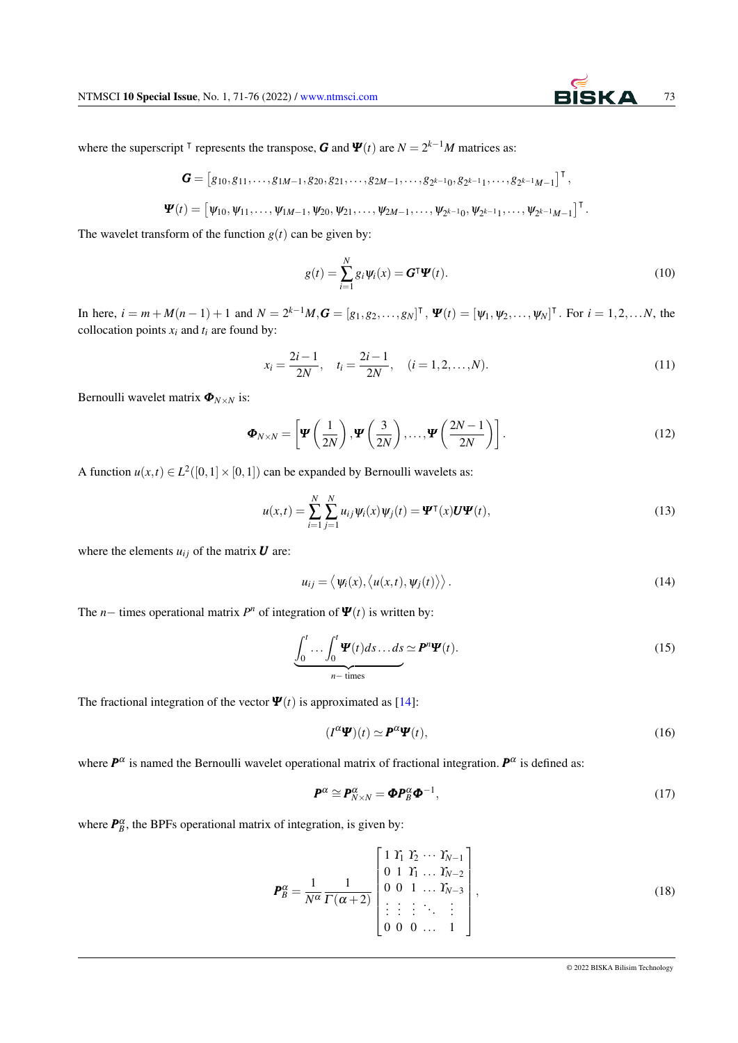where the superscript $^{\intercal}$ represents the transpose, $\boldsymbol{G}$ and $\boldsymbol{\Psi}(t)$ are $N = 2^{k-1}M$ matrices as:

$$\boldsymbol{G} = \left[g_{10}, g_{11}, \ldots, g_{1M-1}, g_{20}, g_{21}, \ldots, g_{2M-1}, \ldots, g_{2^{k-1}0}, g_{2^{k-1}1}, \ldots, g_{2^{k-1}M-1}\right]^{\intercal},$$

$$\boldsymbol{\Psi}(t) = \left[\psi_{10}, \psi_{11}, \ldots, \psi_{1M-1}, \psi_{20}, \psi_{21}, \ldots, \psi_{2M-1}, \ldots, \psi_{2^{k-1}0}, \psi_{2^{k-1}1}, \ldots, \psi_{2^{k-1}M-1}\right]^{\intercal}.$$

The wavelet transform of the function $g(t)$ can be given by:

$$g(t) = \sum_{i=1}^{N} g_i \psi_i(x) = \boldsymbol{G}^{\intercal}\boldsymbol{\Psi}(t). \tag{10}$$

In here, $i = m + M(n-1) + 1$ and $N = 2^{k-1}M, \boldsymbol{G} = [g_1, g_2, \ldots, g_N]^{\intercal}$, $\boldsymbol{\Psi}(t) = [\psi_1, \psi_2, \ldots, \psi_N]^{\intercal}$. For $i = 1, 2, \ldots N$, the collocation points $x_i$ and $t_i$ are found by:

$$x_i = \frac{2i-1}{2N}, \quad t_i = \frac{2i-1}{2N}, \quad (i = 1, 2, \ldots, N). \tag{11}$$

Bernoulli wavelet matrix $\boldsymbol{\Phi}_{N\times N}$ is:

$$\boldsymbol{\Phi}_{N\times N} = \left[\boldsymbol{\Psi}\left(\frac{1}{2N}\right), \boldsymbol{\Psi}\left(\frac{3}{2N}\right), \ldots, \boldsymbol{\Psi}\left(\frac{2N-1}{2N}\right)\right]. \tag{12}$$

A function $u(x,t) \in L^2([0,1]\times[0,1])$ can be expanded by Bernoulli wavelets as:

$$u(x,t) = \sum_{i=1}^{N}\sum_{j=1}^{N} u_{ij}\psi_i(x)\psi_j(t) = \boldsymbol{\Psi}^{\intercal}(x)\boldsymbol{U}\boldsymbol{\Psi}(t), \tag{13}$$

where the elements $u_{ij}$ of the matrix $\boldsymbol{U}$ are:

$$u_{ij} = \left\langle \psi_i(x), \left\langle u(x,t), \psi_j(t)\right\rangle\right\rangle. \tag{14}$$

The $n-$ times operational matrix $P^n$ of integration of $\boldsymbol{\Psi}(t)$ is written by:

$$\underbrace{\int_0^t \cdots \int_0^t \boldsymbol{\Psi}(t) ds \ldots ds}_{n-\text{ times}} \simeq \boldsymbol{P}^n\boldsymbol{\Psi}(t). \tag{15}$$

The fractional integration of the vector $\boldsymbol{\Psi}(t)$ is approximated as [14]:

$$(I^{\alpha}\boldsymbol{\Psi})(t) \simeq \boldsymbol{P}^{\alpha}\boldsymbol{\Psi}(t), \tag{16}$$

where $\boldsymbol{P}^{\alpha}$ is named the Bernoulli wavelet operational matrix of fractional integration. $\boldsymbol{P}^{\alpha}$ is defined as:

$$\boldsymbol{P}^{\alpha} \cong \boldsymbol{P}^{\alpha}_{N\times N} = \boldsymbol{\Phi}\boldsymbol{P}^{\alpha}_{B}\boldsymbol{\Phi}^{-1}, \tag{17}$$

where $\boldsymbol{P}^{\alpha}_{B}$, the BPFs operational matrix of integration, is given by:

$$\boldsymbol{P}^{\alpha}_{B} = \frac{1}{N^{\alpha}}\frac{1}{\Gamma(\alpha+2)}\begin{bmatrix} 1 & \Upsilon_1 & \Upsilon_2 & \cdots & \Upsilon_{N-1} \\ 0 & 1 & \Upsilon_1 & \ldots & \Upsilon_{N-2} \\ 0 & 0 & 1 & \ldots & \Upsilon_{N-3} \\ \vdots & \vdots & \vdots & \ddots & \vdots \\ 0 & 0 & 0 & \ldots & 1 \end{bmatrix}, \tag{18}$$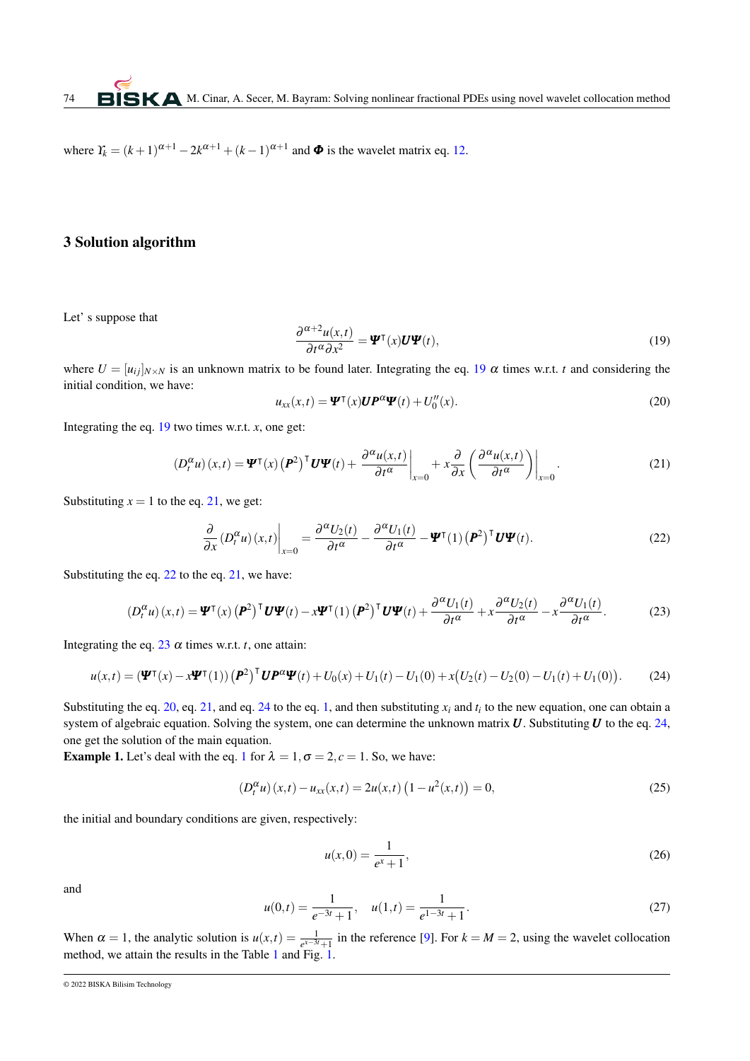where $\Upsilon_k = (k+1)^{\alpha+1} - 2k^{\alpha+1} + (k-1)^{\alpha+1}$ and $\boldsymbol{\Phi}$ is the wavelet matrix eq. 12.

## 3 Solution algorithm

Let' s suppose that

$$\frac{\partial^{\alpha+2} u(x,t)}{\partial t^{\alpha} \partial x^2} = \boldsymbol{\Psi}^{\intercal}(x) \boldsymbol{U} \boldsymbol{\Psi}(t), \tag{19}$$

where $U = [u_{ij}]_{N \times N}$ is an unknown matrix to be found later. Integrating the eq. 19 $\alpha$ times w.r.t. $t$ and considering the initial condition, we have:

$$u_{xx}(x,t) = \boldsymbol{\Psi}^{\intercal}(x) \boldsymbol{U} \boldsymbol{P}^{\alpha} \boldsymbol{\Psi}(t) + U_0''(x). \tag{20}$$

Integrating the eq. 19 two times w.r.t. $x$, one get:

$$\left(D_t^{\alpha} u\right)(x,t) = \boldsymbol{\Psi}^{\intercal}(x) \left(\boldsymbol{P}^2\right)^{\intercal} \boldsymbol{U} \boldsymbol{\Psi}(t) + \left.\frac{\partial^{\alpha} u(x,t)}{\partial t^{\alpha}}\right|_{x=0} + x \frac{\partial}{\partial x} \left.\left(\frac{\partial^{\alpha} u(x,t)}{\partial t^{\alpha}}\right)\right|_{x=0}. \tag{21}$$

Substituting $x = 1$ to the eq. 21, we get:

$$\left.\frac{\partial}{\partial x} \left(D_t^{\alpha} u\right)(x,t)\right|_{x=0} = \frac{\partial^{\alpha} U_2(t)}{\partial t^{\alpha}} - \frac{\partial^{\alpha} U_1(t)}{\partial t^{\alpha}} - \boldsymbol{\Psi}^{\intercal}(1) \left(\boldsymbol{P}^2\right)^{\intercal} \boldsymbol{U} \boldsymbol{\Psi}(t). \tag{22}$$

Substituting the eq. 22 to the eq. 21, we have:

$$\left(D_t^{\alpha} u\right)(x,t) = \boldsymbol{\Psi}^{\intercal}(x) \left(\boldsymbol{P}^2\right)^{\intercal} \boldsymbol{U} \boldsymbol{\Psi}(t) - x \boldsymbol{\Psi}^{\intercal}(1) \left(\boldsymbol{P}^2\right)^{\intercal} \boldsymbol{U} \boldsymbol{\Psi}(t) + \frac{\partial^{\alpha} U_1(t)}{\partial t^{\alpha}} + x \frac{\partial^{\alpha} U_2(t)}{\partial t^{\alpha}} - x \frac{\partial^{\alpha} U_1(t)}{\partial t^{\alpha}}. \tag{23}$$

Integrating the eq. 23 $\alpha$ times w.r.t. $t$, one attain:

$$u(x,t) = \left(\boldsymbol{\Psi}^{\intercal}(x) - x \boldsymbol{\Psi}^{\intercal}(1)\right) \left(\boldsymbol{P}^2\right)^{\intercal} \boldsymbol{U} \boldsymbol{P}^{\alpha} \boldsymbol{\Psi}(t) + U_0(x) + U_1(t) - U_1(0) + x\big(U_2(t) - U_2(0) - U_1(t) + U_1(0)\big). \tag{24}$$

Substituting the eq. 20, eq. 21, and eq. 24 to the eq. 1, and then substituting $x_i$ and $t_i$ to the new equation, one can obtain a system of algebraic equation. Solving the system, one can determine the unknown matrix $\boldsymbol{U}$. Substituting $\boldsymbol{U}$ to the eq. 24, one get the solution of the main equation.

**Example 1.** Let's deal with the eq. 1 for $\lambda = 1, \sigma = 2, c = 1$. So, we have:

$$\left(D_t^{\alpha} u\right)(x,t) - u_{xx}(x,t) = 2u(x,t)\left(1 - u^2(x,t)\right) = 0, \tag{25}$$

the initial and boundary conditions are given, respectively:

$$u(x,0) = \frac{1}{e^x + 1}, \tag{26}$$

and

$$u(0,t) = \frac{1}{e^{-3t} + 1}, \quad u(1,t) = \frac{1}{e^{1-3t} + 1}. \tag{27}$$

When $\alpha = 1$, the analytic solution is $u(x,t) = \frac{1}{e^{x-3t}+1}$ in the reference [9]. For $k = M = 2$, using the wavelet collocation method, we attain the results in the Table 1 and Fig. 1.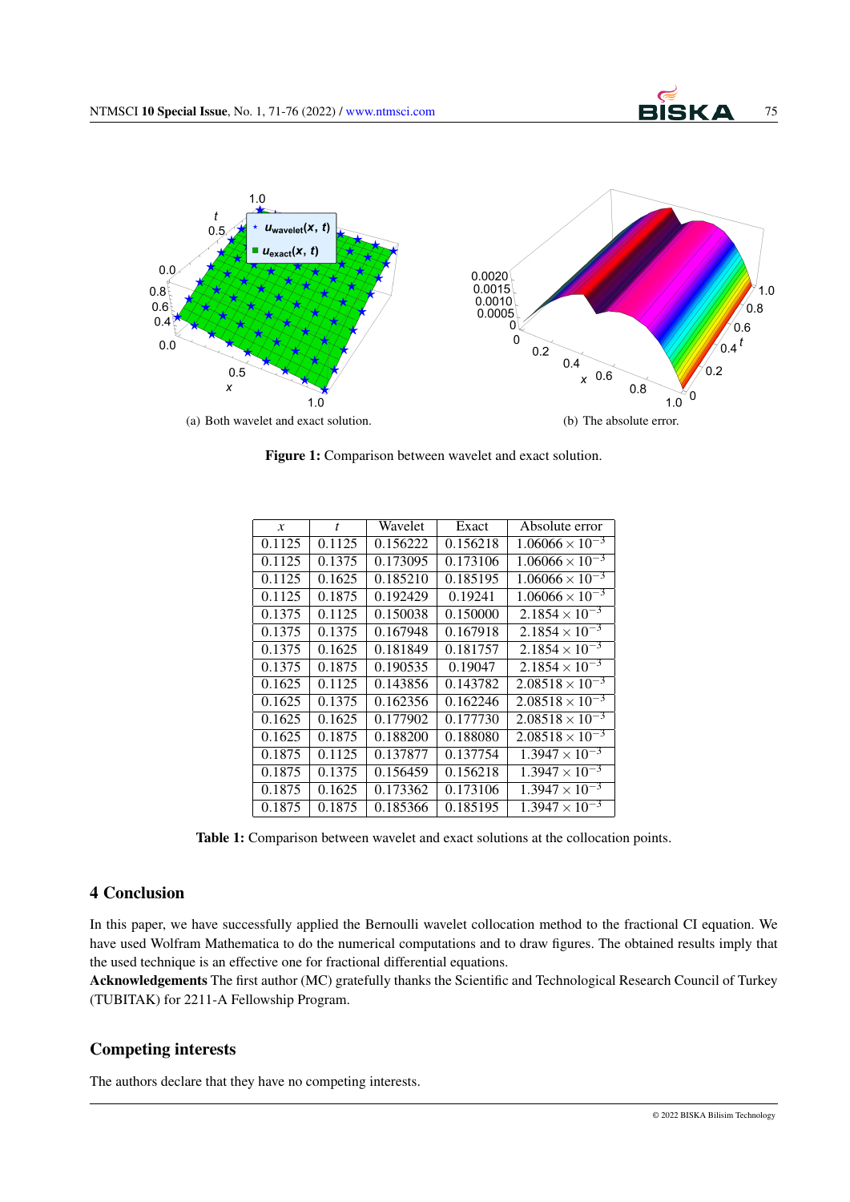(a) Both wavelet and exact solution.

(b) The absolute error.

**Figure 1:** Comparison between wavelet and exact solution.

| $x$ | $t$ | Wavelet | Exact | Absolute error |
|---|---|---|---|---|
| 0.1125 | 0.1125 | 0.156222 | 0.156218 | $1.06066 \times 10^{-3}$ |
| 0.1125 | 0.1375 | 0.173095 | 0.173106 | $1.06066 \times 10^{-3}$ |
| 0.1125 | 0.1625 | 0.185210 | 0.185195 | $1.06066 \times 10^{-3}$ |
| 0.1125 | 0.1875 | 0.192429 | 0.19241 | $1.06066 \times 10^{-3}$ |
| 0.1375 | 0.1125 | 0.150038 | 0.150000 | $2.1854 \times 10^{-3}$ |
| 0.1375 | 0.1375 | 0.167948 | 0.167918 | $2.1854 \times 10^{-3}$ |
| 0.1375 | 0.1625 | 0.181849 | 0.181757 | $2.1854 \times 10^{-3}$ |
| 0.1375 | 0.1875 | 0.190535 | 0.19047 | $2.1854 \times 10^{-3}$ |
| 0.1625 | 0.1125 | 0.143856 | 0.143782 | $2.08518 \times 10^{-3}$ |
| 0.1625 | 0.1375 | 0.162356 | 0.162246 | $2.08518 \times 10^{-3}$ |
| 0.1625 | 0.1625 | 0.177902 | 0.177730 | $2.08518 \times 10^{-3}$ |
| 0.1625 | 0.1875 | 0.188200 | 0.188080 | $2.08518 \times 10^{-3}$ |
| 0.1875 | 0.1125 | 0.137877 | 0.137754 | $1.3947 \times 10^{-3}$ |
| 0.1875 | 0.1375 | 0.156459 | 0.156218 | $1.3947 \times 10^{-3}$ |
| 0.1875 | 0.1625 | 0.173362 | 0.173106 | $1.3947 \times 10^{-3}$ |
| 0.1875 | 0.1875 | 0.185366 | 0.185195 | $1.3947 \times 10^{-3}$ |

**Table 1:** Comparison between wavelet and exact solutions at the collocation points.

## 4 Conclusion

In this paper, we have successfully applied the Bernoulli wavelet collocation method to the fractional CI equation. We have used Wolfram Mathematica to do the numerical computations and to draw figures. The obtained results imply that the used technique is an effective one for fractional differential equations.

**Acknowledgements** The first author (MC) gratefully thanks the Scientific and Technological Research Council of Turkey (TUBITAK) for 2211-A Fellowship Program.

## Competing interests

The authors declare that they have no competing interests.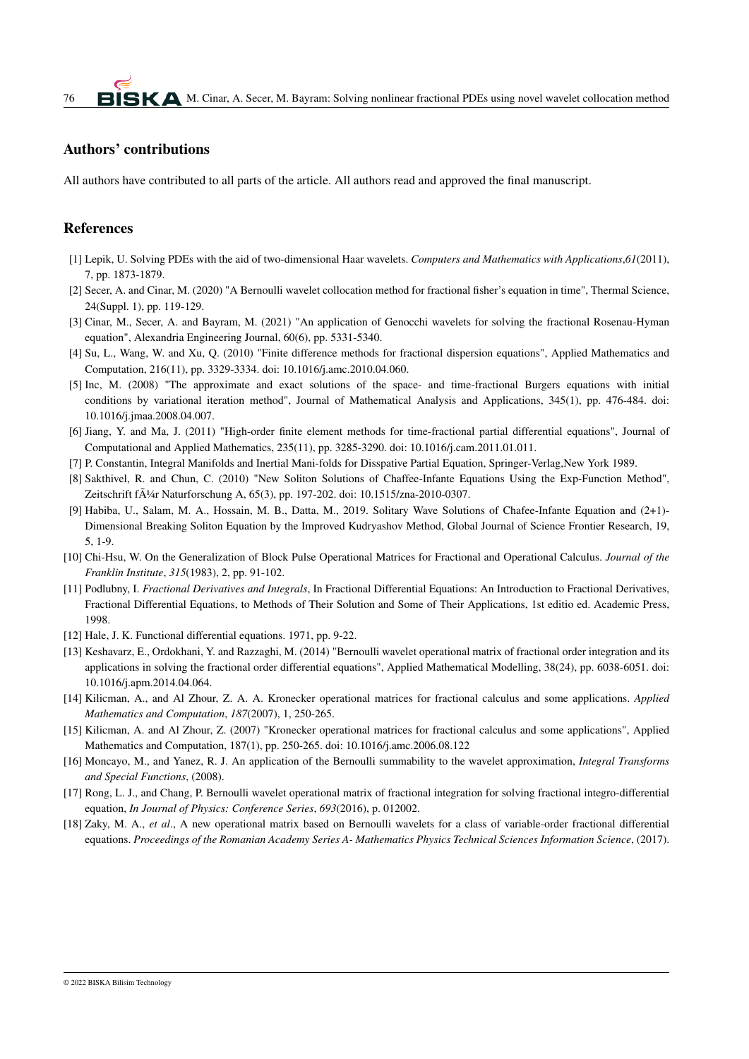## Authors' contributions

All authors have contributed to all parts of the article. All authors read and approved the final manuscript.

## References

[1] Lepik, U. Solving PDEs with the aid of two-dimensional Haar wavelets. *Computers and Mathematics with Applications*,*61*(2011), 7, pp. 1873-1879.

[2] Secer, A. and Cinar, M. (2020) "A Bernoulli wavelet collocation method for fractional fisher's equation in time", Thermal Science, 24(Suppl. 1), pp. 119-129.

[3] Cinar, M., Secer, A. and Bayram, M. (2021) "An application of Genocchi wavelets for solving the fractional Rosenau-Hyman equation", Alexandria Engineering Journal, 60(6), pp. 5331-5340.

[4] Su, L., Wang, W. and Xu, Q. (2010) "Finite difference methods for fractional dispersion equations", Applied Mathematics and Computation, 216(11), pp. 3329-3334. doi: 10.1016/j.amc.2010.04.060.

[5] Inc, M. (2008) "The approximate and exact solutions of the space- and time-fractional Burgers equations with initial conditions by variational iteration method", Journal of Mathematical Analysis and Applications, 345(1), pp. 476-484. doi: 10.1016/j.jmaa.2008.04.007.

[6] Jiang, Y. and Ma, J. (2011) "High-order finite element methods for time-fractional partial differential equations", Journal of Computational and Applied Mathematics, 235(11), pp. 3285-3290. doi: 10.1016/j.cam.2011.01.011.

[7] P. Constantin, Integral Manifolds and Inertial Mani-folds for Disspative Partial Equation, Springer-Verlag,New York 1989.

[8] Sakthivel, R. and Chun, C. (2010) "New Soliton Solutions of Chaffee-Infante Equations Using the Exp-Function Method", Zeitschrift fÃ¼r Naturforschung A, 65(3), pp. 197-202. doi: 10.1515/zna-2010-0307.

[9] Habiba, U., Salam, M. A., Hossain, M. B., Datta, M., 2019. Solitary Wave Solutions of Chafee-Infante Equation and (2+1)-Dimensional Breaking Soliton Equation by the Improved Kudryashov Method, Global Journal of Science Frontier Research, 19, 5, 1-9.

[10] Chi-Hsu, W. On the Generalization of Block Pulse Operational Matrices for Fractional and Operational Calculus. *Journal of the Franklin Institute*, *315*(1983), 2, pp. 91-102.

[11] Podlubny, I. *Fractional Derivatives and Integrals*, In Fractional Differential Equations: An Introduction to Fractional Derivatives, Fractional Differential Equations, to Methods of Their Solution and Some of Their Applications, 1st editio ed. Academic Press, 1998.

[12] Hale, J. K. Functional differential equations. 1971, pp. 9-22.

[13] Keshavarz, E., Ordokhani, Y. and Razzaghi, M. (2014) "Bernoulli wavelet operational matrix of fractional order integration and its applications in solving the fractional order differential equations", Applied Mathematical Modelling, 38(24), pp. 6038-6051. doi: 10.1016/j.apm.2014.04.064.

[14] Kilicman, A., and Al Zhour, Z. A. A. Kronecker operational matrices for fractional calculus and some applications. *Applied Mathematics and Computation*, *187*(2007), 1, 250-265.

[15] Kilicman, A. and Al Zhour, Z. (2007) "Kronecker operational matrices for fractional calculus and some applications", Applied Mathematics and Computation, 187(1), pp. 250-265. doi: 10.1016/j.amc.2006.08.122

[16] Moncayo, M., and Yanez, R. J. An application of the Bernoulli summability to the wavelet approximation, *Integral Transforms and Special Functions*, (2008).

[17] Rong, L. J., and Chang, P. Bernoulli wavelet operational matrix of fractional integration for solving fractional integro-differential equation, *In Journal of Physics: Conference Series*, *693*(2016), p. 012002.

[18] Zaky, M. A., *et al*., A new operational matrix based on Bernoulli wavelets for a class of variable-order fractional differential equations. *Proceedings of the Romanian Academy Series A- Mathematics Physics Technical Sciences Information Science*, (2017).